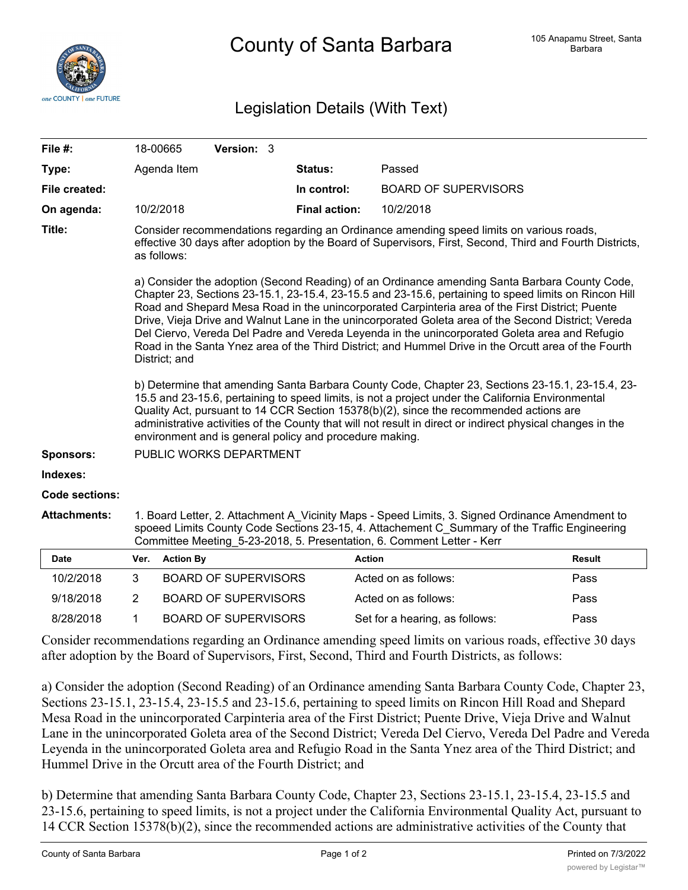# County of Santa Barbara

105 Anapamu Street, Santa Barbara

## Legislation Details (With Text)

| | | | | |
|---|---|---|---|---|
| **File #:** | 18-00665 | **Version:** 3 | | |
| **Type:** | Agenda Item | | **Status:** | Passed |
| **File created:** | | | **In control:** | BOARD OF SUPERVISORS |
| **On agenda:** | 10/2/2018 | | **Final action:** | 10/2/2018 |

**Title:** Consider recommendations regarding an Ordinance amending speed limits on various roads, effective 30 days after adoption by the Board of Supervisors, First, Second, Third and Fourth Districts, as follows:

a) Consider the adoption (Second Reading) of an Ordinance amending Santa Barbara County Code, Chapter 23, Sections 23-15.1, 23-15.4, 23-15.5 and 23-15.6, pertaining to speed limits on Rincon Hill Road and Shepard Mesa Road in the unincorporated Carpinteria area of the First District; Puente Drive, Vieja Drive and Walnut Lane in the unincorporated Goleta area of the Second District; Vereda Del Ciervo, Vereda Del Padre and Vereda Leyenda in the unincorporated Goleta area and Refugio Road in the Santa Ynez area of the Third District; and Hummel Drive in the Orcutt area of the Fourth District; and

b) Determine that amending Santa Barbara County Code, Chapter 23, Sections 23-15.1, 23-15.4, 23-15.5 and 23-15.6, pertaining to speed limits, is not a project under the California Environmental Quality Act, pursuant to 14 CCR Section 15378(b)(2), since the recommended actions are administrative activities of the County that will not result in direct or indirect physical changes in the environment and is general policy and procedure making.

**Sponsors:** PUBLIC WORKS DEPARTMENT

**Indexes:**

**Code sections:**

**Attachments:** 1. Board Letter, 2. Attachment A_Vicinity Maps - Speed Limits, 3. Signed Ordinance Amendment to spoeed Limits County Code Sections 23-15, 4. Attachement C_Summary of the Traffic Engineering Committee Meeting_5-23-2018, 5. Presentation, 6. Comment Letter - Kerr

| Date | Ver. | Action By | Action | Result |
|---|---|---|---|---|
| 10/2/2018 | 3 | BOARD OF SUPERVISORS | Acted on as follows: | Pass |
| 9/18/2018 | 2 | BOARD OF SUPERVISORS | Acted on as follows: | Pass |
| 8/28/2018 | 1 | BOARD OF SUPERVISORS | Set for a hearing, as follows: | Pass |

Consider recommendations regarding an Ordinance amending speed limits on various roads, effective 30 days after adoption by the Board of Supervisors, First, Second, Third and Fourth Districts, as follows:

a) Consider the adoption (Second Reading) of an Ordinance amending Santa Barbara County Code, Chapter 23, Sections 23-15.1, 23-15.4, 23-15.5 and 23-15.6, pertaining to speed limits on Rincon Hill Road and Shepard Mesa Road in the unincorporated Carpinteria area of the First District; Puente Drive, Vieja Drive and Walnut Lane in the unincorporated Goleta area of the Second District; Vereda Del Ciervo, Vereda Del Padre and Vereda Leyenda in the unincorporated Goleta area and Refugio Road in the Santa Ynez area of the Third District; and Hummel Drive in the Orcutt area of the Fourth District; and

b) Determine that amending Santa Barbara County Code, Chapter 23, Sections 23-15.1, 23-15.4, 23-15.5 and 23-15.6, pertaining to speed limits, is not a project under the California Environmental Quality Act, pursuant to 14 CCR Section 15378(b)(2), since the recommended actions are administrative activities of the County that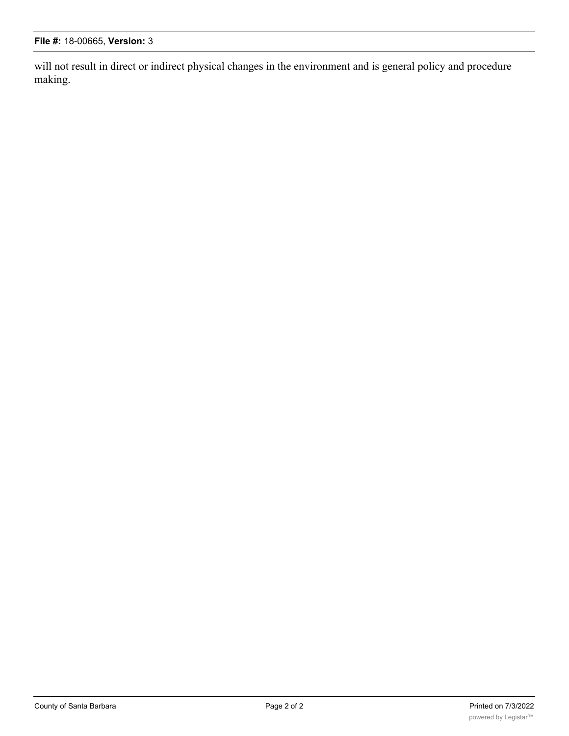will not result in direct or indirect physical changes in the environment and is general policy and procedure making.